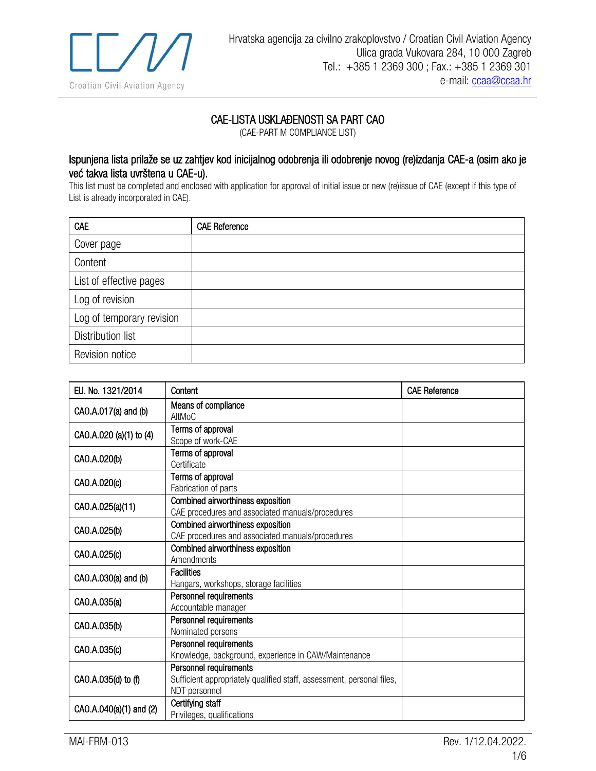Hrvatska agencija za civilno zrakoplovstvo / Croatian Civil Aviation Agency
Ulica grada Vukovara 284, 10 000 Zagreb
Tel.: +385 1 2369 300 ; Fax.: +385 1 2369 301
e-mail: ccaa@ccaa.hr

# CAE-LISTA USKLAĐENOSTI SA PART CAO

(CAE-PART M COMPLIANCE LIST)

## Ispunjena lista prilaže se uz zahtjev kod inicijalnog odobrenja ili odobrenje novog (re)izdanja CAE-a (osim ako je već takva lista uvrštena u CAE-u).

This list must be completed and enclosed with application for approval of initial issue or new (re)issue of CAE (except if this type of List is already incorporated in CAE).

| CAE | CAE Reference |
|---|---|
| Cover page | |
| Content | |
| List of effective pages | |
| Log of revision | |
| Log of temporary revision | |
| Distribution list | |
| Revision notice | |

| EU. No. 1321/2014 | Content | CAE Reference |
|---|---|---|
| CAO.A.017(a) and (b) | **Means of compliance**<br>AltMoC | |
| CAO.A.020 (a)(1) to (4) | **Terms of approval**<br>Scope of work-CAE | |
| CAO.A.020(b) | **Terms of approval**<br>Certificate | |
| CAO.A.020(c) | **Terms of approval**<br>Fabrication of parts | |
| CAO.A.025(a)(11) | **Combined airworthiness exposition**<br>CAE procedures and associated manuals/procedures | |
| CAO.A.025(b) | **Combined airworthiness exposition**<br>CAE procedures and associated manuals/procedures | |
| CAO.A.025(c) | **Combined airworthiness exposition**<br>Amendments | |
| CAO.A.030(a) and (b) | **Facilities**<br>Hangars, workshops, storage facilities | |
| CAO.A.035(a) | **Personnel requirements**<br>Accountable manager | |
| CAO.A.035(b) | **Personnel requirements**<br>Nominated persons | |
| CAO.A.035(c) | **Personnel requirements**<br>Knowledge, background, experience in CAW/Maintenance | |
| CAO.A.035(d) to (f) | **Personnel requirements**<br>Sufficient appropriately qualified staff, assessment, personal files, NDT personnel | |
| CAO.A.040(a)(1) and (2) | **Certifying staff**<br>Privileges, qualifications | |

MAI-FRM-013 Rev. 1/12.04.2022.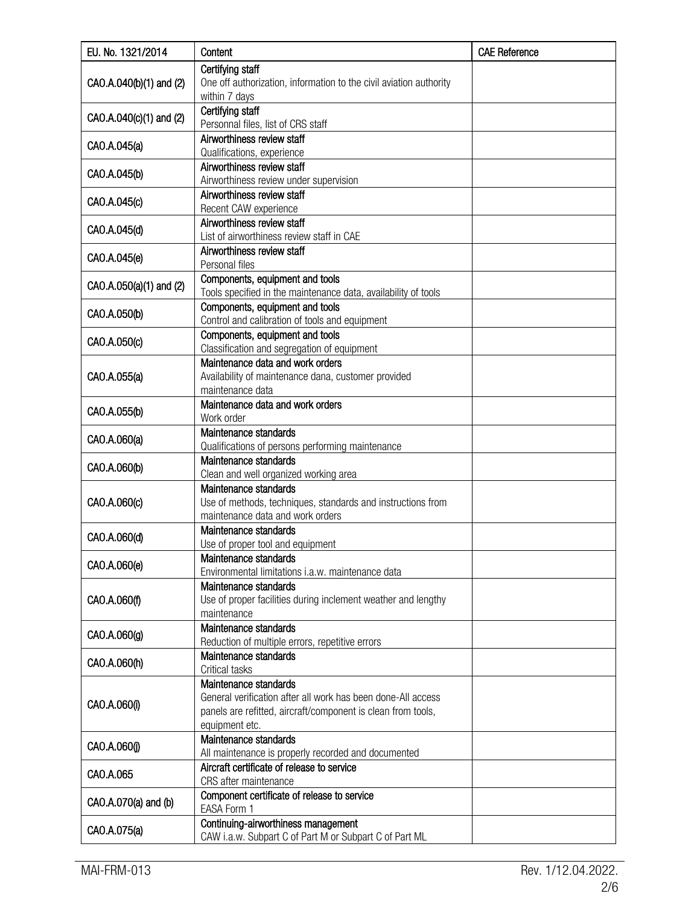| EU. No. 1321/2014 | Content | CAE Reference |
|---|---|---|
| CAO.A.040(b)(1) and (2) | Certifying staff<br>One off authorization, information to the civil aviation authority within 7 days | |
| CAO.A.040(c)(1) and (2) | Certifying staff<br>Personnal files, list of CRS staff | |
| CAO.A.045(a) | Airworthiness review staff<br>Qualifications, experience | |
| CAO.A.045(b) | Airworthiness review staff<br>Airworthiness review under supervision | |
| CAO.A.045(c) | Airworthiness review staff<br>Recent CAW experience | |
| CAO.A.045(d) | Airworthiness review staff<br>List of airworthiness review staff in CAE | |
| CAO.A.045(e) | Airworthiness review staff<br>Personal files | |
| CAO.A.050(a)(1) and (2) | Components, equipment and tools<br>Tools specified in the maintenance data, availability of tools | |
| CAO.A.050(b) | Components, equipment and tools<br>Control and calibration of tools and equipment | |
| CAO.A.050(c) | Components, equipment and tools<br>Classification and segregation of equipment | |
| CAO.A.055(a) | Maintenance data and work orders<br>Availability of maintenance dana, customer provided maintenance data | |
| CAO.A.055(b) | Maintenance data and work orders<br>Work order | |
| CAO.A.060(a) | Maintenance standards<br>Qualifications of persons performing maintenance | |
| CAO.A.060(b) | Maintenance standards<br>Clean and well organized working area | |
| CAO.A.060(c) | Maintenance standards<br>Use of methods, techniques, standards and instructions from maintenance data and work orders | |
| CAO.A.060(d) | Maintenance standards<br>Use of proper tool and equipment | |
| CAO.A.060(e) | Maintenance standards<br>Environmental limitations i.a.w. maintenance data | |
| CAO.A.060(f) | Maintenance standards<br>Use of proper facilities during inclement weather and lengthy maintenance | |
| CAO.A.060(g) | Maintenance standards<br>Reduction of multiple errors, repetitive errors | |
| CAO.A.060(h) | Maintenance standards<br>Critical tasks | |
| CAO.A.060(i) | Maintenance standards<br>General verification after all work has been done-All access panels are refitted, aircraft/component is clean from tools, equipment etc. | |
| CAO.A.060(j) | Maintenance standards<br>All maintenance is properly recorded and documented | |
| CAO.A.065 | Aircraft certificate of release to service<br>CRS after maintenance | |
| CAO.A.070(a) and (b) | Component certificate of release to service<br>EASA Form 1 | |
| CAO.A.075(a) | Continuing-airworthiness management<br>CAW i.a.w. Subpart C of Part M or Subpart C of Part ML | |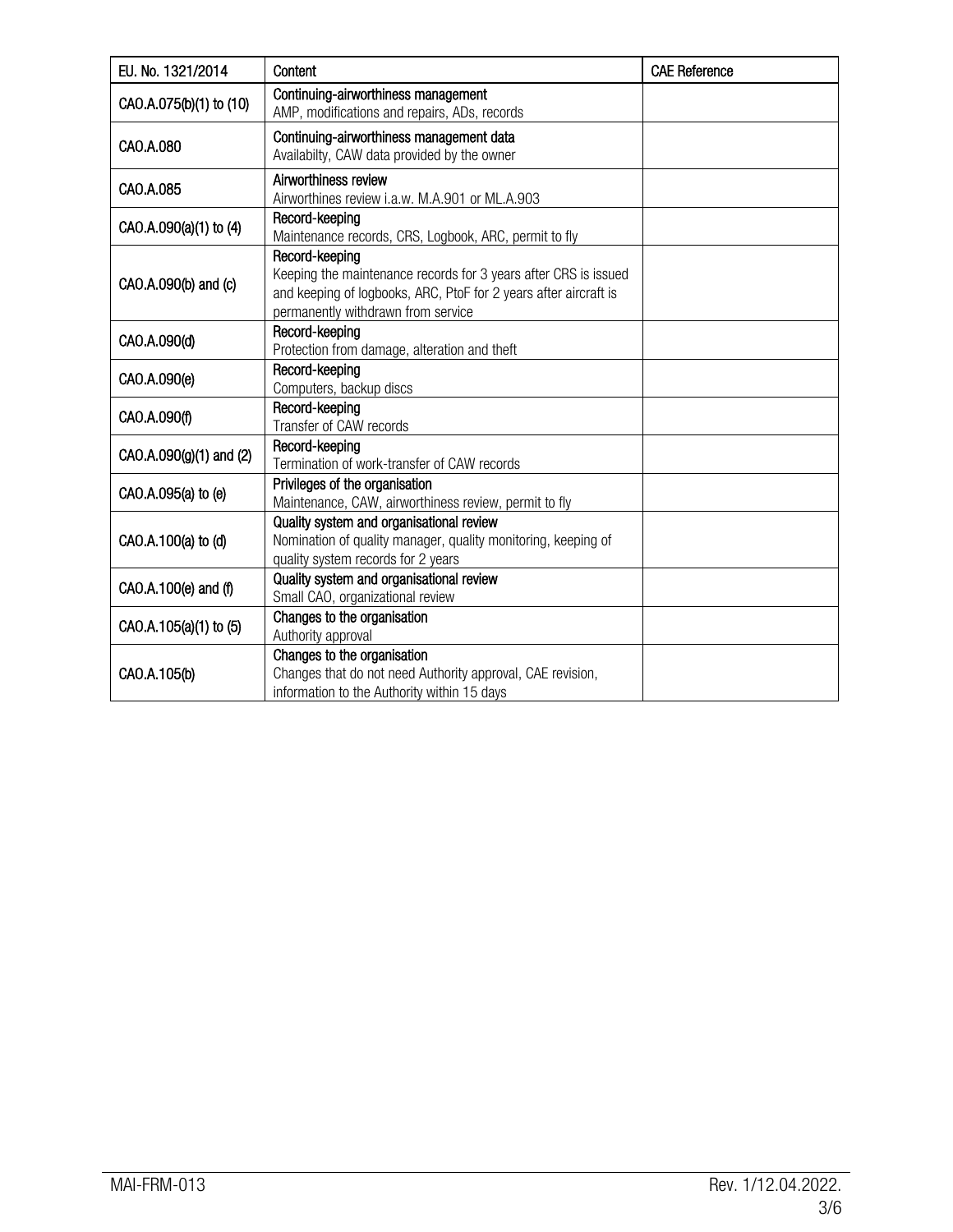| EU. No. 1321/2014 | Content | CAE Reference |
|---|---|---|
| CAO.A.075(b)(1) to (10) | Continuing-airworthiness management<br>AMP, modifications and repairs, ADs, records | |
| CAO.A.080 | Continuing-airworthiness management data<br>Availabilty, CAW data provided by the owner | |
| CAO.A.085 | Airworthiness review<br>Airworthines review i.a.w. M.A.901 or ML.A.903 | |
| CAO.A.090(a)(1) to (4) | Record-keeping<br>Maintenance records, CRS, Logbook, ARC, permit to fly | |
| CAO.A.090(b) and (c) | Record-keeping<br>Keeping the maintenance records for 3 years after CRS is issued and keeping of logbooks, ARC, PtoF for 2 years after aircraft is permanently withdrawn from service | |
| CAO.A.090(d) | Record-keeping<br>Protection from damage, alteration and theft | |
| CAO.A.090(e) | Record-keeping<br>Computers, backup discs | |
| CAO.A.090(f) | Record-keeping<br>Transfer of CAW records | |
| CAO.A.090(g)(1) and (2) | Record-keeping<br>Termination of work-transfer of CAW records | |
| CAO.A.095(a) to (e) | Privileges of the organisation<br>Maintenance, CAW, airworthiness review, permit to fly | |
| CAO.A.100(a) to (d) | Quality system and organisational review<br>Nomination of quality manager, quality monitoring, keeping of quality system records for 2 years | |
| CAO.A.100(e) and (f) | Quality system and organisational review<br>Small CAO, organizational review | |
| CAO.A.105(a)(1) to (5) | Changes to the organisation<br>Authority approval | |
| CAO.A.105(b) | Changes to the organisation<br>Changes that do not need Authority approval, CAE revision, information to the Authority within 15 days | |

MAI-FRM-013 Rev. 1/12.04.2022.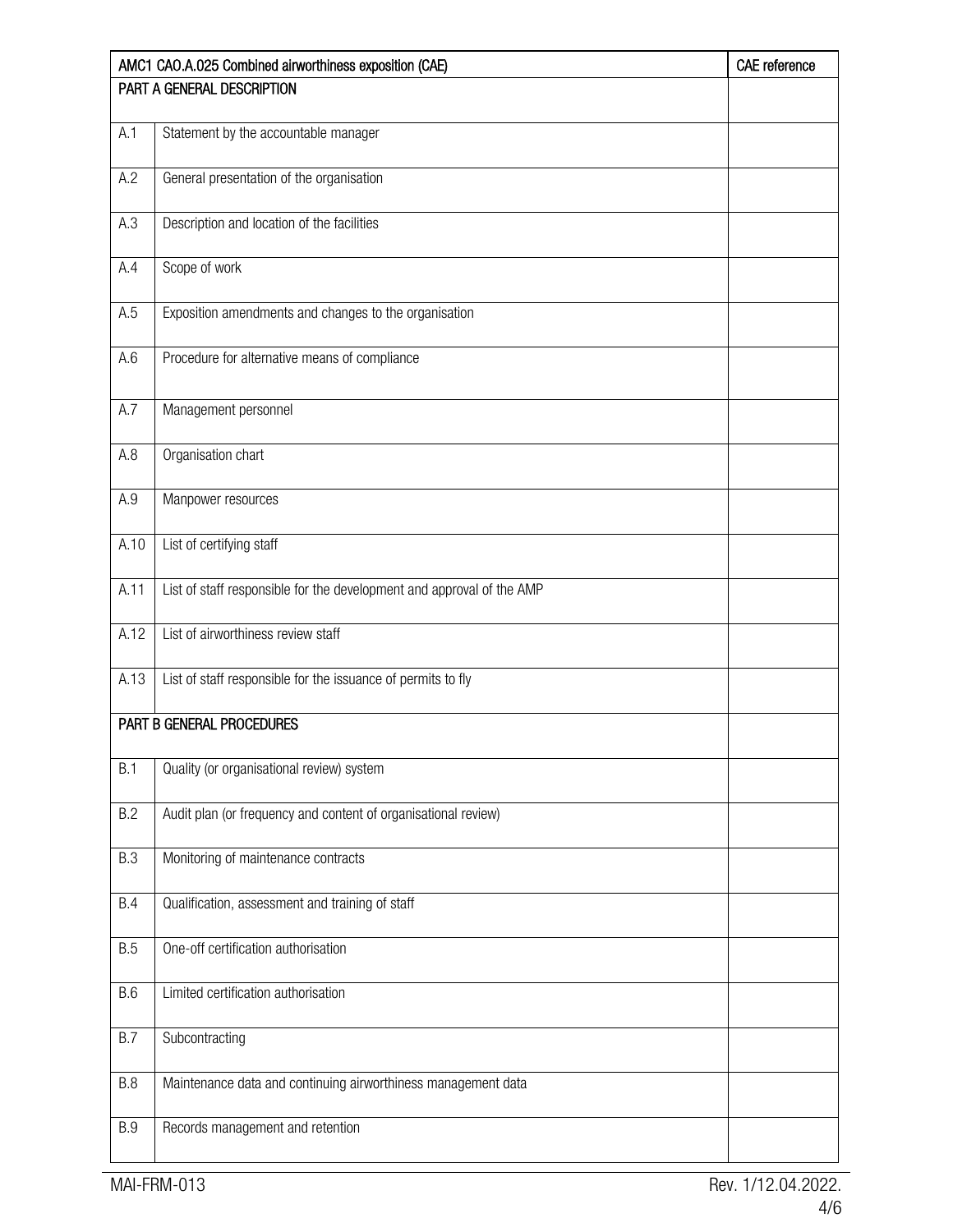| AMC1 CAO.A.025 Combined airworthiness exposition (CAE) | | CAE reference |
|---|---|---|
| PART A GENERAL DESCRIPTION | | |
| A.1 | Statement by the accountable manager | |
| A.2 | General presentation of the organisation | |
| A.3 | Description and location of the facilities | |
| A.4 | Scope of work | |
| A.5 | Exposition amendments and changes to the organisation | |
| A.6 | Procedure for alternative means of compliance | |
| A.7 | Management personnel | |
| A.8 | Organisation chart | |
| A.9 | Manpower resources | |
| A.10 | List of certifying staff | |
| A.11 | List of staff responsible for the development and approval of the AMP | |
| A.12 | List of airworthiness review staff | |
| A.13 | List of staff responsible for the issuance of permits to fly | |
| PART B GENERAL PROCEDURES | | |
| B.1 | Quality (or organisational review) system | |
| B.2 | Audit plan (or frequency and content of organisational review) | |
| B.3 | Monitoring of maintenance contracts | |
| B.4 | Qualification, assessment and training of staff | |
| B.5 | One-off certification authorisation | |
| B.6 | Limited certification authorisation | |
| B.7 | Subcontracting | |
| B.8 | Maintenance data and continuing airworthiness management data | |
| B.9 | Records management and retention | |

MAI-FRM-013 Rev. 1/12.04.2022.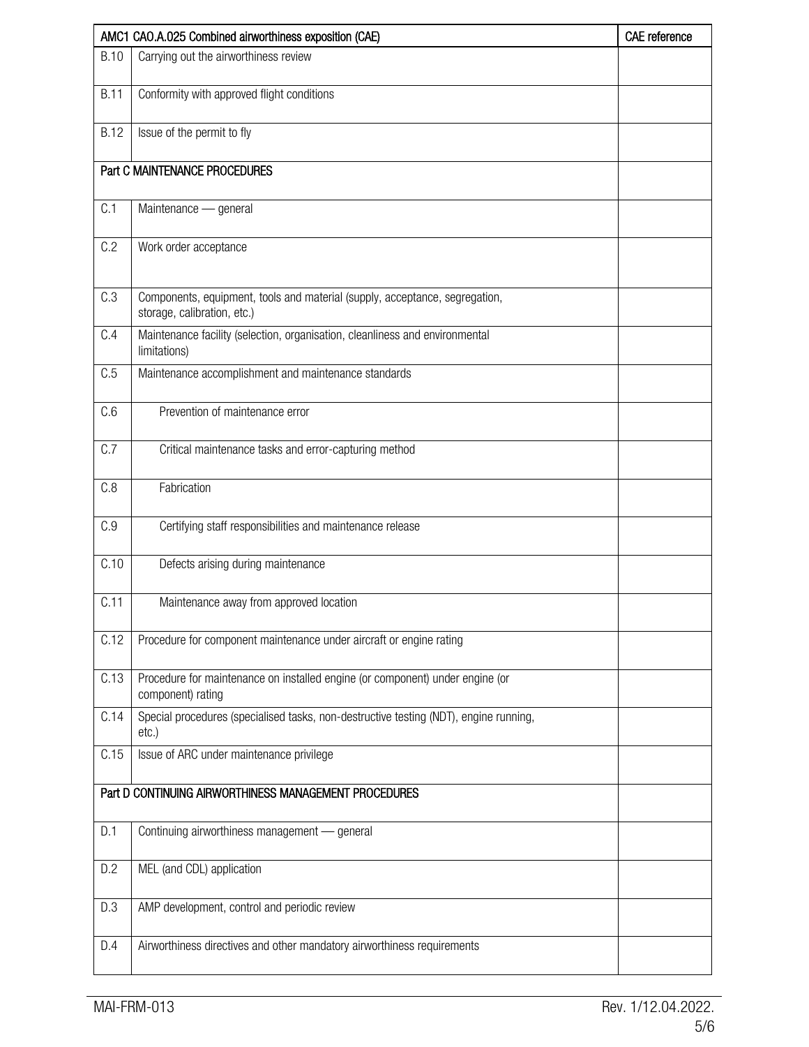| AMC1 CAO.A.025 Combined airworthiness exposition (CAE) | | CAE reference |
|---|---|---|
| B.10 | Carrying out the airworthiness review | |
| B.11 | Conformity with approved flight conditions | |
| B.12 | Issue of the permit to fly | |
| Part C MAINTENANCE PROCEDURES | | |
| C.1 | Maintenance — general | |
| C.2 | Work order acceptance | |
| C.3 | Components, equipment, tools and material (supply, acceptance, segregation, storage, calibration, etc.) | |
| C.4 | Maintenance facility (selection, organisation, cleanliness and environmental limitations) | |
| C.5 | Maintenance accomplishment and maintenance standards | |
| C.6 | Prevention of maintenance error | |
| C.7 | Critical maintenance tasks and error-capturing method | |
| C.8 | Fabrication | |
| C.9 | Certifying staff responsibilities and maintenance release | |
| C.10 | Defects arising during maintenance | |
| C.11 | Maintenance away from approved location | |
| C.12 | Procedure for component maintenance under aircraft or engine rating | |
| C.13 | Procedure for maintenance on installed engine (or component) under engine (or component) rating | |
| C.14 | Special procedures (specialised tasks, non-destructive testing (NDT), engine running, etc.) | |
| C.15 | Issue of ARC under maintenance privilege | |
| Part D CONTINUING AIRWORTHINESS MANAGEMENT PROCEDURES | | |
| D.1 | Continuing airworthiness management — general | |
| D.2 | MEL (and CDL) application | |
| D.3 | AMP development, control and periodic review | |
| D.4 | Airworthiness directives and other mandatory airworthiness requirements | |

MAI-FRM-013 Rev. 1/12.04.2022.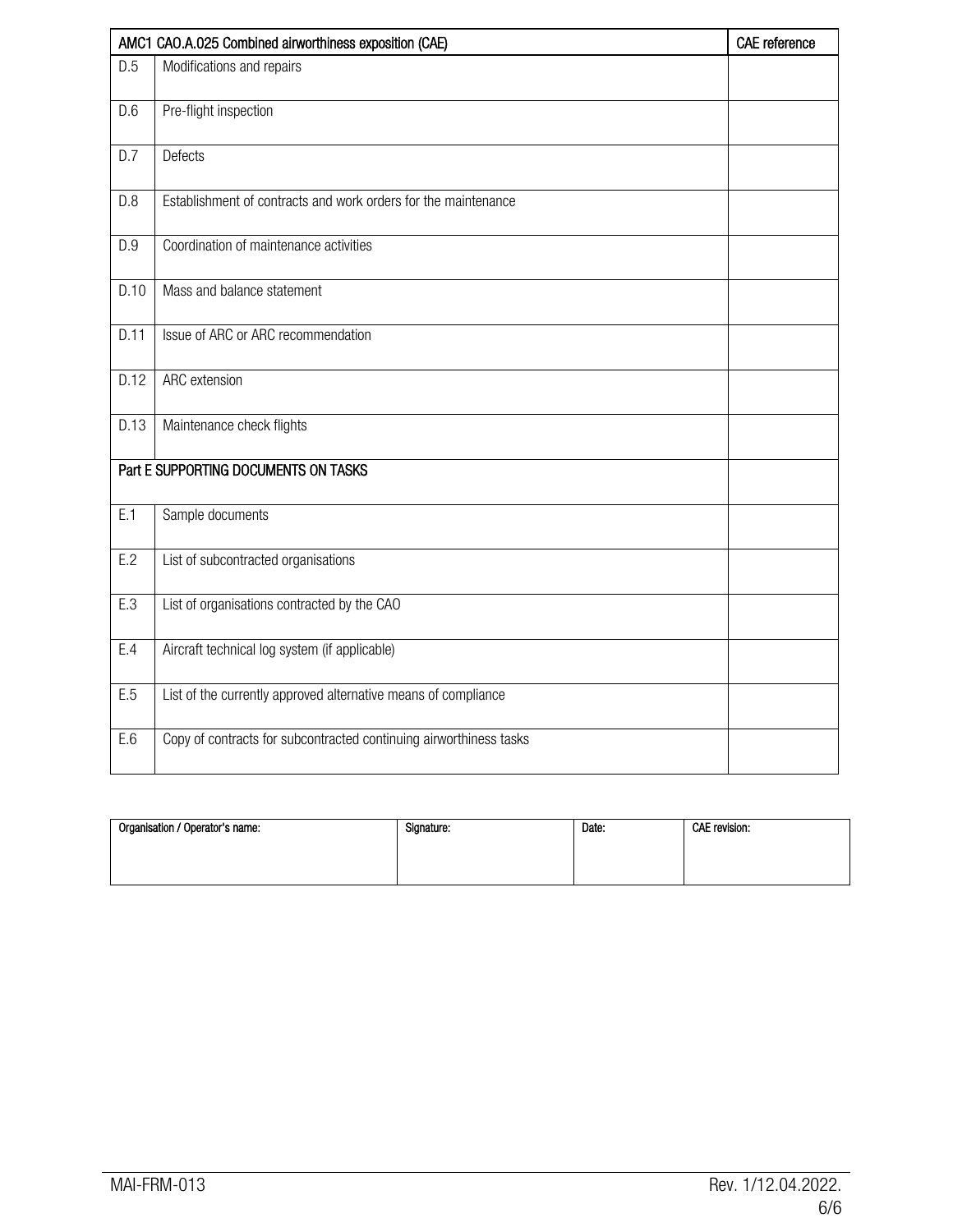| AMC1 CAO.A.025 Combined airworthiness exposition (CAE) | | CAE reference |
|---|---|---|
| D.5 | Modifications and repairs | |
| D.6 | Pre-flight inspection | |
| D.7 | Defects | |
| D.8 | Establishment of contracts and work orders for the maintenance | |
| D.9 | Coordination of maintenance activities | |
| D.10 | Mass and balance statement | |
| D.11 | Issue of ARC or ARC recommendation | |
| D.12 | ARC extension | |
| D.13 | Maintenance check flights | |
| Part E SUPPORTING DOCUMENTS ON TASKS | | |
| E.1 | Sample documents | |
| E.2 | List of subcontracted organisations | |
| E.3 | List of organisations contracted by the CAO | |
| E.4 | Aircraft technical log system (if applicable) | |
| E.5 | List of the currently approved alternative means of compliance | |
| E.6 | Copy of contracts for subcontracted continuing airworthiness tasks | |

| Organisation / Operator's name: | Signature: | Date: | CAE revision: |
|---|---|---|---|
| | | | |

MAI-FRM-013 Rev. 1/12.04.2022.